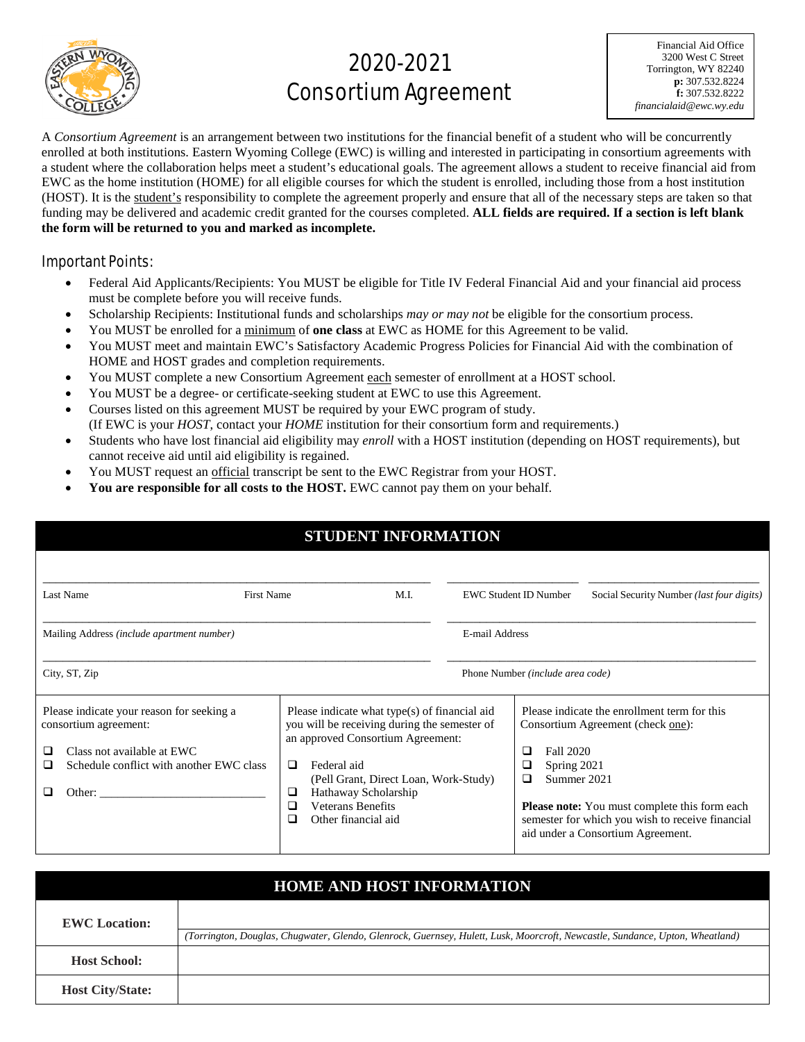# 2020-2021 Consortium Agreement

Financial Aid Office
3200 West C Street
Torrington, WY 82240
**p:** 307.532.8224
**f:** 307.532.8222
*financialaid@ewc.wy.edu*

A *Consortium Agreement* is an arrangement between two institutions for the financial benefit of a student who will be concurrently enrolled at both institutions. Eastern Wyoming College (EWC) is willing and interested in participating in consortium agreements with a student where the collaboration helps meet a student's educational goals. The agreement allows a student to receive financial aid from EWC as the home institution (HOME) for all eligible courses for which the student is enrolled, including those from a host institution (HOST). It is the student's responsibility to complete the agreement properly and ensure that all of the necessary steps are taken so that funding may be delivered and academic credit granted for the courses completed. **ALL fields are required. If a section is left blank the form will be returned to you and marked as incomplete.**

## Important Points:

- Federal Aid Applicants/Recipients: You MUST be eligible for Title IV Federal Financial Aid and your financial aid process must be complete before you will receive funds.
- Scholarship Recipients: Institutional funds and scholarships *may or may not* be eligible for the consortium process.
- You MUST be enrolled for a minimum of **one class** at EWC as HOME for this Agreement to be valid.
- You MUST meet and maintain EWC's Satisfactory Academic Progress Policies for Financial Aid with the combination of HOME and HOST grades and completion requirements.
- You MUST complete a new Consortium Agreement each semester of enrollment at a HOST school.
- You MUST be a degree- or certificate-seeking student at EWC to use this Agreement.
- Courses listed on this agreement MUST be required by your EWC program of study. (If EWC is your *HOST*, contact your *HOME* institution for their consortium form and requirements.)
- Students who have lost financial aid eligibility may *enroll* with a HOST institution (depending on HOST requirements), but cannot receive aid until aid eligibility is regained.
- You MUST request an official transcript be sent to the EWC Registrar from your HOST.
- **You are responsible for all costs to the HOST.** EWC cannot pay them on your behalf.

## STUDENT INFORMATION

| Last Name | First Name | M.I. | EWC Student ID Number | Social Security Number *(last four digits)* |
|---|---|---|---|---|
| | | | | |

Mailing Address *(include apartment number)*: ____________________ E-mail Address: ____________________

City, ST, Zip: ____________________ Phone Number *(include area code)*: ____________________

| Please indicate your reason for seeking a consortium agreement: | Please indicate what type(s) of financial aid you will be receiving during the semester of an approved Consortium Agreement: | Please indicate the enrollment term for this Consortium Agreement (check one): |
|---|---|---|
| ❑ Class not available at EWC<br>❑ Schedule conflict with another EWC class<br>❑ Other: ____________ | ❑ Federal aid (Pell Grant, Direct Loan, Work-Study)<br>❑ Hathaway Scholarship<br>❑ Veterans Benefits<br>❑ Other financial aid | ❑ Fall 2020<br>❑ Spring 2021<br>❑ Summer 2021<br><br>**Please note:** You must complete this form each semester for which you wish to receive financial aid under a Consortium Agreement. |

## HOME AND HOST INFORMATION

| | |
|---|---|
| **EWC Location:** | *(Torrington, Douglas, Chugwater, Glendo, Glenrock, Guernsey, Hulett, Lusk, Moorcroft, Newcastle, Sundance, Upton, Wheatland)* |
| **Host School:** | |
| **Host City/State:** | |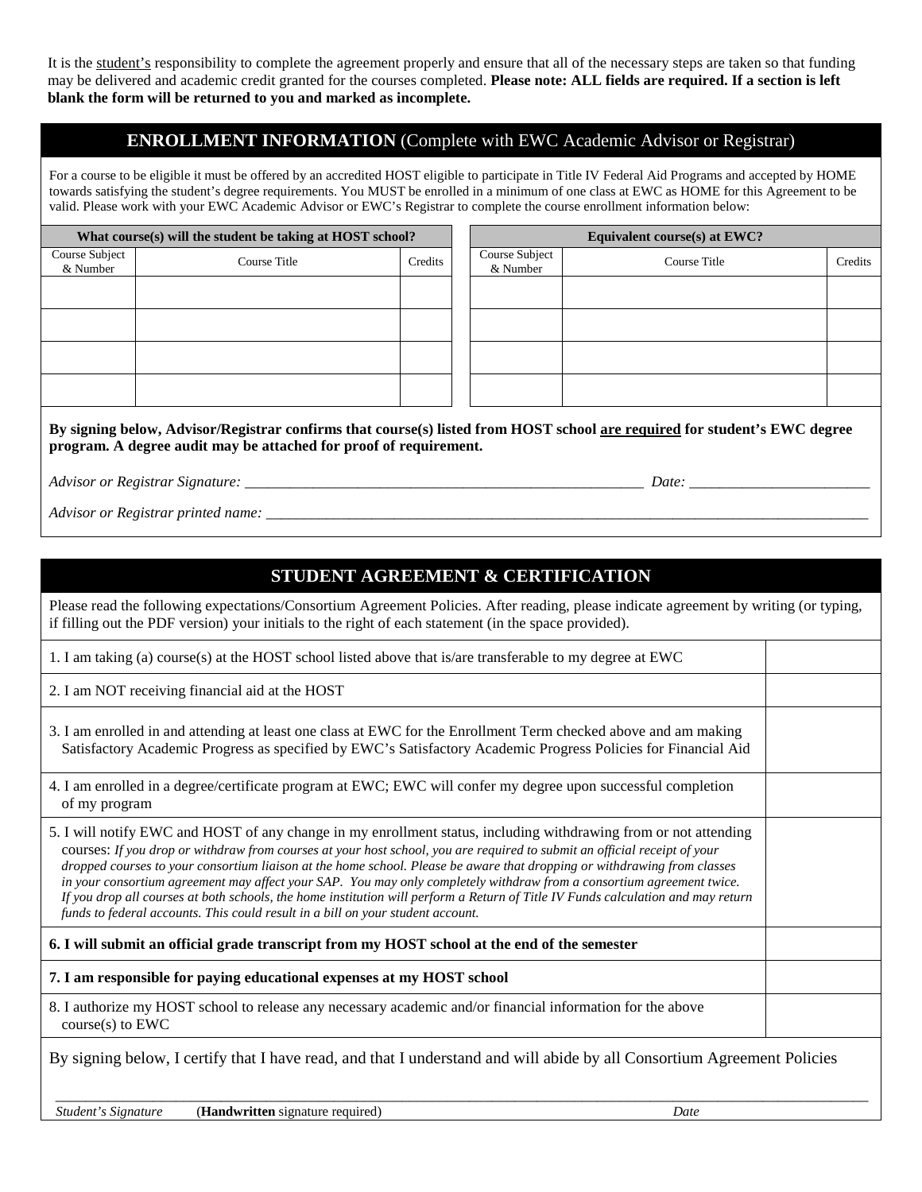It is the <u>student's</u> responsibility to complete the agreement properly and ensure that all of the necessary steps are taken so that funding may be delivered and academic credit granted for the courses completed. **Please note: ALL fields are required. If a section is left blank the form will be returned to you and marked as incomplete.**

## ENROLLMENT INFORMATION (Complete with EWC Academic Advisor or Registrar)

For a course to be eligible it must be offered by an accredited HOST eligible to participate in Title IV Federal Aid Programs and accepted by HOME towards satisfying the student's degree requirements. You MUST be enrolled in a minimum of one class at EWC as HOME for this Agreement to be valid. Please work with your EWC Academic Advisor or EWC's Registrar to complete the course enrollment information below:

| What course(s) will the student be taking at HOST school? | | | Equivalent course(s) at EWC? | | |
|---|---|---|---|---|---|
| Course Subject & Number | Course Title | Credits | Course Subject & Number | Course Title | Credits |
| | | | | | |
| | | | | | |
| | | | | | |
| | | | | | |

**By signing below, Advisor/Registrar confirms that course(s) listed from HOST school <u>are required</u> for student's EWC degree program. A degree audit may be attached for proof of requirement.**

*Advisor or Registrar Signature:* ______________________________________________ *Date:* ______________________

*Advisor or Registrar printed name:* ____________________________________________________________________________

## STUDENT AGREEMENT & CERTIFICATION

Please read the following expectations/Consortium Agreement Policies. After reading, please indicate agreement by writing (or typing, if filling out the PDF version) your initials to the right of each statement (in the space provided).

| Statement | Initials |
|---|---|
| 1. I am taking (a) course(s) at the HOST school listed above that is/are transferable to my degree at EWC | |
| 2. I am NOT receiving financial aid at the HOST | |
| 3. I am enrolled in and attending at least one class at EWC for the Enrollment Term checked above and am making Satisfactory Academic Progress as specified by EWC's Satisfactory Academic Progress Policies for Financial Aid | |
| 4. I am enrolled in a degree/certificate program at EWC; EWC will confer my degree upon successful completion of my program | |
| 5. I will notify EWC and HOST of any change in my enrollment status, including withdrawing from or not attending courses: *If you drop or withdraw from courses at your host school, you are required to submit an official receipt of your dropped courses to your consortium liaison at the home school. Please be aware that dropping or withdrawing from classes in your consortium agreement may affect your SAP. You may only completely withdraw from a consortium agreement twice. If you drop all courses at both schools, the home institution will perform a Return of Title IV Funds calculation and may return funds to federal accounts. This could result in a bill on your student account.* | |
| **6. I will submit an official grade transcript from my HOST school at the end of the semester** | |
| **7. I am responsible for paying educational expenses at my HOST school** | |
| 8. I authorize my HOST school to release any necessary academic and/or financial information for the above course(s) to EWC | |

By signing below, I certify that I have read, and that I understand and will abide by all Consortium Agreement Policies

_____________________________________________________________________________________________

*Student's Signature* (**Handwritten** signature required) *Date*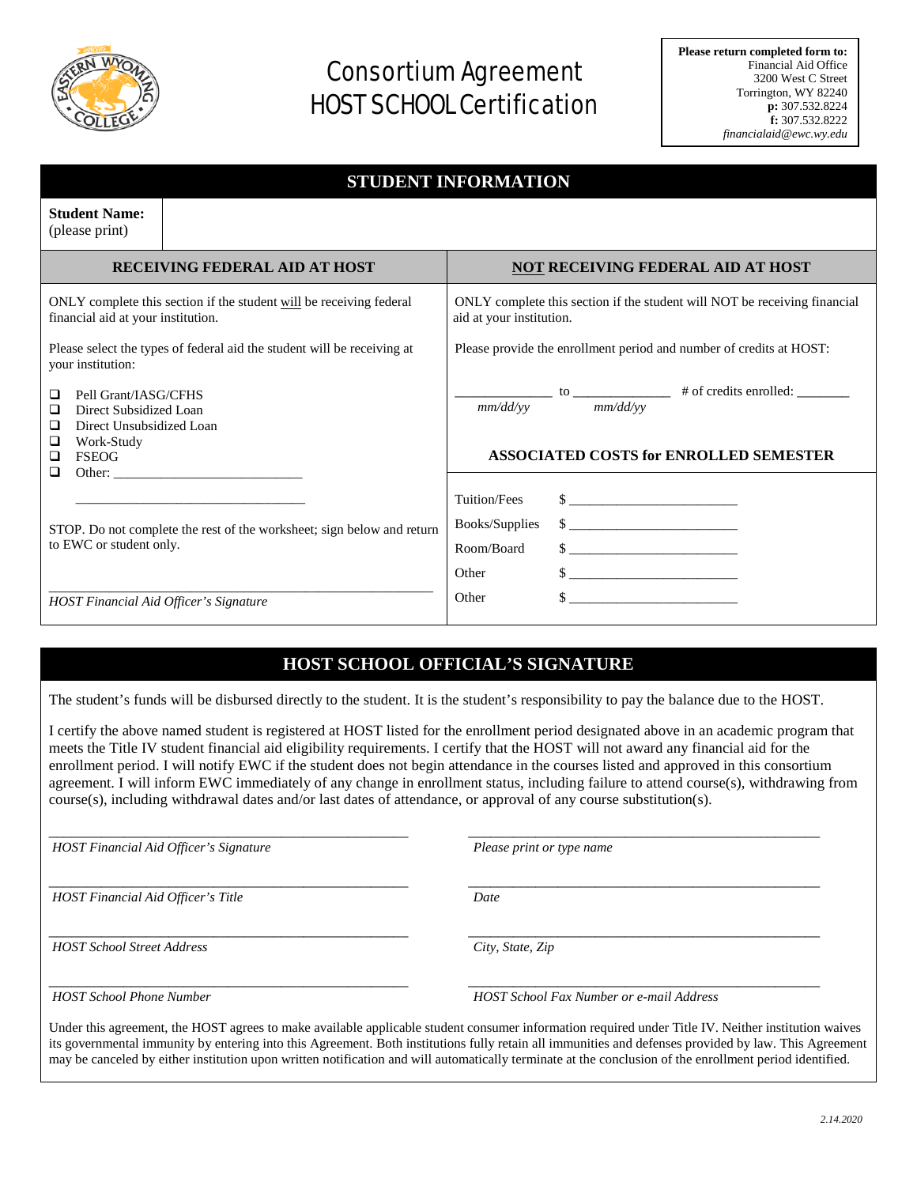# Consortium Agreement HOST SCHOOL Certification

**Please return completed form to:**
Financial Aid Office
3200 West C Street
Torrington, WY 82240
**p:** 307.532.8224
**f:** 307.532.8222
*financialaid@ewc.wy.edu*

## STUDENT INFORMATION

**Student Name:** (please print)

| RECEIVING FEDERAL AID AT HOST | NOT RECEIVING FEDERAL AID AT HOST |
|---|---|
| ONLY complete this section if the student will be receiving federal financial aid at your institution. | ONLY complete this section if the student will NOT be receiving financial aid at your institution. |
| Please select the types of federal aid the student will be receiving at your institution: | Please provide the enrollment period and number of credits at HOST: |
| ❑ Pell Grant/IASG/CFHS<br>❑ Direct Subsidized Loan<br>❑ Direct Unsubsidized Loan<br>❑ Work-Study<br>❑ FSEOG<br>❑ Other: ___________________________<br>__________________________________ | ______________ to ______________ # of credits enrolled: ________<br>*mm/dd/yy* *mm/dd/yy*<br><br>**ASSOCIATED COSTS for ENROLLED SEMESTER** |
| STOP. Do not complete the rest of the worksheet; sign below and return to EWC or student only. | Tuition/Fees $ ________________________<br>Books/Supplies $ ________________________<br>Room/Board $ ________________________<br>Other $ ________________________<br>Other $ ________________________ |
| ______________________________________________<br>*HOST Financial Aid Officer's Signature* | |

## HOST SCHOOL OFFICIAL'S SIGNATURE

The student's funds will be disbursed directly to the student. It is the student's responsibility to pay the balance due to the HOST.

I certify the above named student is registered at HOST listed for the enrollment period designated above in an academic program that meets the Title IV student financial aid eligibility requirements. I certify that the HOST will not award any financial aid for the enrollment period. I will notify EWC if the student does not begin attendance in the courses listed and approved in this consortium agreement. I will inform EWC immediately of any change in enrollment status, including failure to attend course(s), withdrawing from course(s), including withdrawal dates and/or last dates of attendance, or approval of any course substitution(s).

______________________________________________
*HOST Financial Aid Officer's Signature*

______________________________________________
*Please print or type name*

______________________________________________
*HOST Financial Aid Officer's Title*

______________________________________________
*Date*

______________________________________________
*HOST School Street Address*

______________________________________________
*City, State, Zip*

______________________________________________
*HOST School Phone Number*

______________________________________________
*HOST School Fax Number or e-mail Address*

Under this agreement, the HOST agrees to make available applicable student consumer information required under Title IV. Neither institution waives its governmental immunity by entering into this Agreement. Both institutions fully retain all immunities and defenses provided by law. This Agreement may be canceled by either institution upon written notification and will automatically terminate at the conclusion of the enrollment period identified.

*2.14.2020*